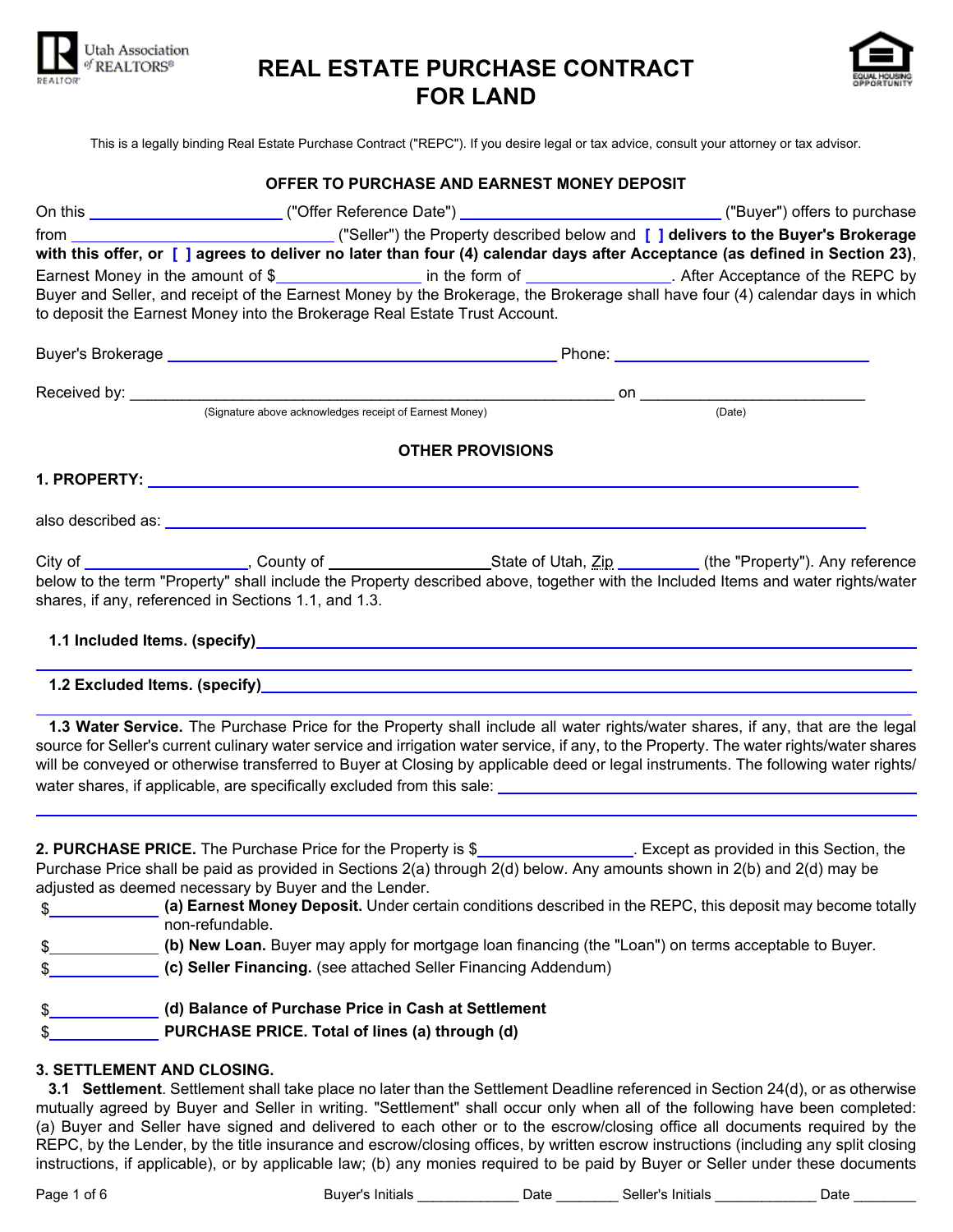Utah Association of REALTORS®

# REAL ESTATE PURCHASE CONTRACT FOR LAND

This is a legally binding Real Estate Purchase Contract ("REPC"). If you desire legal or tax advice, consult your attorney or tax advisor.

## OFFER TO PURCHASE AND EARNEST MONEY DEPOSIT

On this ______________________ ("Offer Reference Date") ______________________________ ("Buyer") offers to purchase from ______________________________ ("Seller") the Property described below and **[ ] delivers to the Buyer's Brokerage with this offer, or [ ] agrees to deliver no later than four (4) calendar days after Acceptance (as defined in Section 23)**, Earnest Money in the amount of $________________ in the form of ________________. After Acceptance of the REPC by Buyer and Seller, and receipt of the Earnest Money by the Brokerage, the Brokerage shall have four (4) calendar days in which to deposit the Earnest Money into the Brokerage Real Estate Trust Account.

Buyer's Brokerage ____________________________________________ Phone: ____________________________

Received by: ________________________________________________________ on ________________________

(Signature above acknowledges receipt of Earnest Money) (Date)

## OTHER PROVISIONS

**1. PROPERTY:** ________________________________________________________________________________

also described as: ________________________________________________________________________________

City of __________________, County of __________________State of Utah, Zip __________ (the "Property"). Any reference below to the term "Property" shall include the Property described above, together with the Included Items and water rights/water shares, if any, referenced in Sections 1.1, and 1.3.

**1.1 Included Items. (specify)**________________________________________________________________________

**1.2 Excluded Items. (specify)**________________________________________________________________________

**1.3 Water Service.** The Purchase Price for the Property shall include all water rights/water shares, if any, that are the legal source for Seller's current culinary water service and irrigation water service, if any, to the Property. The water rights/water shares will be conveyed or otherwise transferred to Buyer at Closing by applicable deed or legal instruments. The following water rights/ water shares, if applicable, are specifically excluded from this sale: ________________________________________

**2. PURCHASE PRICE.** The Purchase Price for the Property is $__________________. Except as provided in this Section, the Purchase Price shall be paid as provided in Sections 2(a) through 2(d) below. Any amounts shown in 2(b) and 2(d) may be adjusted as deemed necessary by Buyer and the Lender.

$____________ **(a) Earnest Money Deposit.** Under certain conditions described in the REPC, this deposit may become totally non-refundable.

$____________ **(b) New Loan.** Buyer may apply for mortgage loan financing (the "Loan") on terms acceptable to Buyer.

$____________ **(c) Seller Financing.** (see attached Seller Financing Addendum)

$____________ **(d) Balance of Purchase Price in Cash at Settlement**

$____________ **PURCHASE PRICE. Total of lines (a) through (d)**

**3. SETTLEMENT AND CLOSING.**

**3.1 Settlement**. Settlement shall take place no later than the Settlement Deadline referenced in Section 24(d), or as otherwise mutually agreed by Buyer and Seller in writing. "Settlement" shall occur only when all of the following have been completed: (a) Buyer and Seller have signed and delivered to each other or to the escrow/closing office all documents required by the REPC, by the Lender, by the title insurance and escrow/closing offices, by written escrow instructions (including any split closing instructions, if applicable), or by applicable law; (b) any monies required to be paid by Buyer or Seller under these documents

Buyer's Initials _____________ Date ________ Seller's Initials _____________ Date ________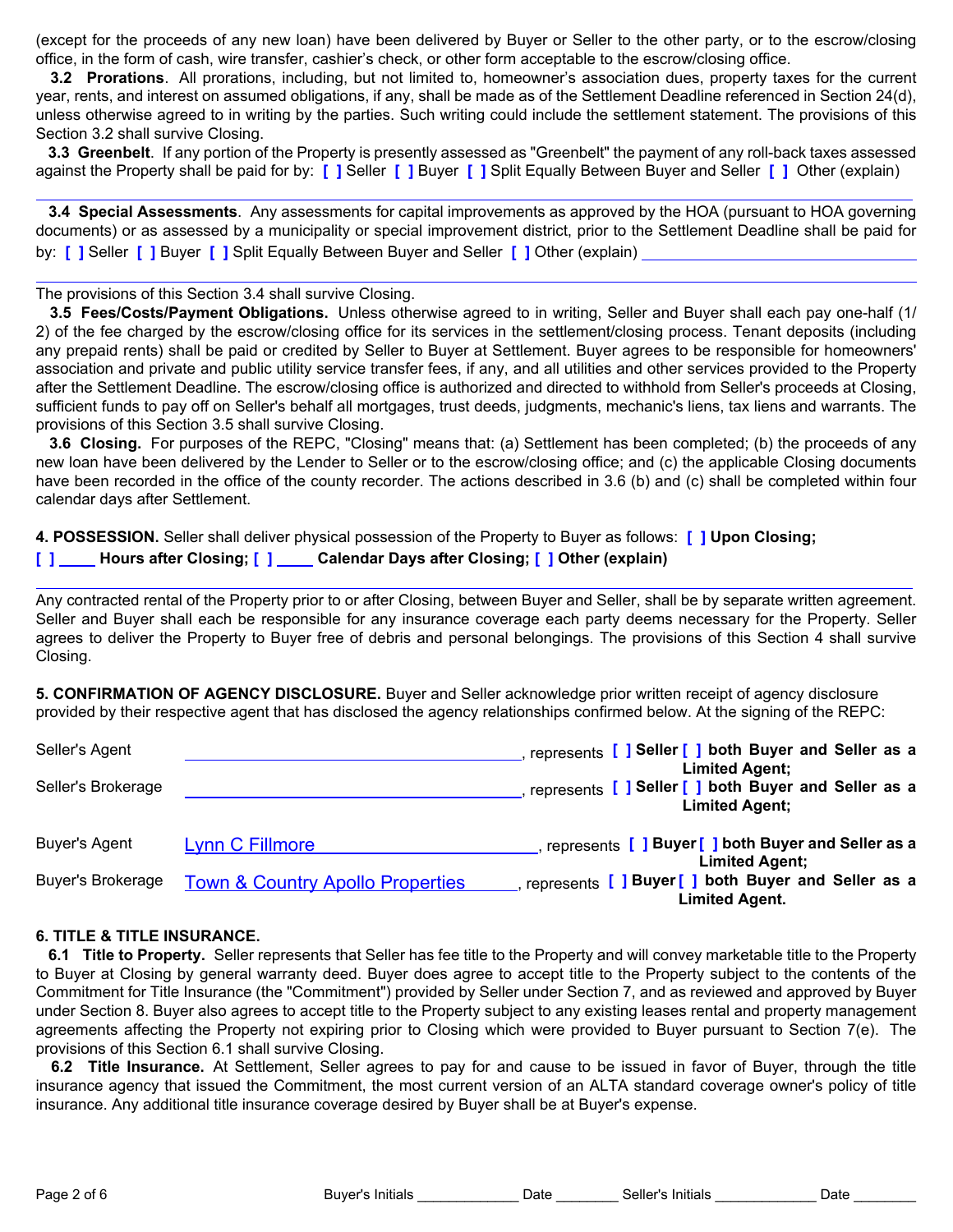(except for the proceeds of any new loan) have been delivered by Buyer or Seller to the other party, or to the escrow/closing office, in the form of cash, wire transfer, cashier's check, or other form acceptable to the escrow/closing office.

**3.2 Prorations**. All prorations, including, but not limited to, homeowner's association dues, property taxes for the current year, rents, and interest on assumed obligations, if any, shall be made as of the Settlement Deadline referenced in Section 24(d), unless otherwise agreed to in writing by the parties. Such writing could include the settlement statement. The provisions of this Section 3.2 shall survive Closing.

**3.3 Greenbelt**. If any portion of the Property is presently assessed as "Greenbelt" the payment of any roll-back taxes assessed against the Property shall be paid for by: [ ] Seller [ ] Buyer [ ] Split Equally Between Buyer and Seller [ ] Other (explain)

______________________________________________________________________________

**3.4 Special Assessments**. Any assessments for capital improvements as approved by the HOA (pursuant to HOA governing documents) or as assessed by a municipality or special improvement district, prior to the Settlement Deadline shall be paid for by: [ ] Seller [ ] Buyer [ ] Split Equally Between Buyer and Seller [ ] Other (explain) ______________________________

______________________________________________________________________________

The provisions of this Section 3.4 shall survive Closing.

**3.5 Fees/Costs/Payment Obligations.** Unless otherwise agreed to in writing, Seller and Buyer shall each pay one-half (1/2) of the fee charged by the escrow/closing office for its services in the settlement/closing process. Tenant deposits (including any prepaid rents) shall be paid or credited by Seller to Buyer at Settlement. Buyer agrees to be responsible for homeowners' association and private and public utility service transfer fees, if any, and all utilities and other services provided to the Property after the Settlement Deadline. The escrow/closing office is authorized and directed to withhold from Seller's proceeds at Closing, sufficient funds to pay off on Seller's behalf all mortgages, trust deeds, judgments, mechanic's liens, tax liens and warrants. The provisions of this Section 3.5 shall survive Closing.

**3.6 Closing.** For purposes of the REPC, "Closing" means that: (a) Settlement has been completed; (b) the proceeds of any new loan have been delivered by the Lender to Seller or to the escrow/closing office; and (c) the applicable Closing documents have been recorded in the office of the county recorder. The actions described in 3.6 (b) and (c) shall be completed within four calendar days after Settlement.

**4. POSSESSION.** Seller shall deliver physical possession of the Property to Buyer as follows: **[ ] Upon Closing; [ ] ____ Hours after Closing; [ ] ____ Calendar Days after Closing; [ ] Other (explain)**

______________________________________________________________________________

Any contracted rental of the Property prior to or after Closing, between Buyer and Seller, shall be by separate written agreement. Seller and Buyer shall each be responsible for any insurance coverage each party deems necessary for the Property. Seller agrees to deliver the Property to Buyer free of debris and personal belongings. The provisions of this Section 4 shall survive Closing.

**5. CONFIRMATION OF AGENCY DISCLOSURE.** Buyer and Seller acknowledge prior written receipt of agency disclosure provided by their respective agent that has disclosed the agency relationships confirmed below. At the signing of the REPC:

Seller's Agent ______________________________, represents **[ ] Seller [ ] both Buyer and Seller as a Limited Agent;**

Seller's Brokerage ______________________________, represents **[ ] Seller [ ] both Buyer and Seller as a Limited Agent;**

Buyer's Agent Lynn C Fillmore, represents **[ ] Buyer [ ] both Buyer and Seller as a Limited Agent;**

Buyer's Brokerage Town & Country Apollo Properties, represents **[ ] Buyer [ ] both Buyer and Seller as a Limited Agent.**

**6. TITLE & TITLE INSURANCE.**

**6.1 Title to Property.** Seller represents that Seller has fee title to the Property and will convey marketable title to the Property to Buyer at Closing by general warranty deed. Buyer does agree to accept title to the Property subject to the contents of the Commitment for Title Insurance (the "Commitment") provided by Seller under Section 7, and as reviewed and approved by Buyer under Section 8. Buyer also agrees to accept title to the Property subject to any existing leases rental and property management agreements affecting the Property not expiring prior to Closing which were provided to Buyer pursuant to Section 7(e). The provisions of this Section 6.1 shall survive Closing.

**6.2 Title Insurance.** At Settlement, Seller agrees to pay for and cause to be issued in favor of Buyer, through the title insurance agency that issued the Commitment, the most current version of an ALTA standard coverage owner's policy of title insurance. Any additional title insurance coverage desired by Buyer shall be at Buyer's expense.

Buyer's Initials _____________ Date ________ Seller's Initials _____________ Date ________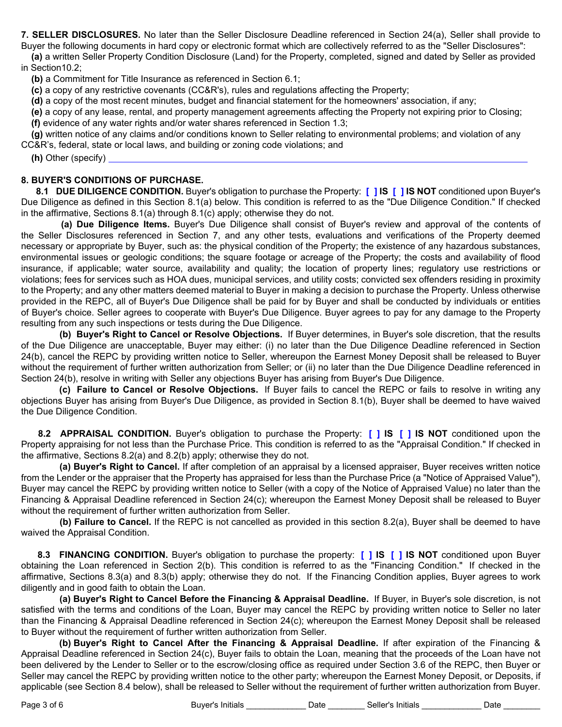**7. SELLER DISCLOSURES.** No later than the Seller Disclosure Deadline referenced in Section 24(a), Seller shall provide to Buyer the following documents in hard copy or electronic format which are collectively referred to as the "Seller Disclosures":

**(a)** a written Seller Property Condition Disclosure (Land) for the Property, completed, signed and dated by Seller as provided in Section10.2;

**(b)** a Commitment for Title Insurance as referenced in Section 6.1;

**(c)** a copy of any restrictive covenants (CC&R's), rules and regulations affecting the Property;

**(d)** a copy of the most recent minutes, budget and financial statement for the homeowners' association, if any;

**(e)** a copy of any lease, rental, and property management agreements affecting the Property not expiring prior to Closing;

**(f)** evidence of any water rights and/or water shares referenced in Section 1.3;

**(g)** written notice of any claims and/or conditions known to Seller relating to environmental problems; and violation of any CC&R's, federal, state or local laws, and building or zoning code violations; and

**(h)** Other (specify) ___________________________________________________________

**8. BUYER'S CONDITIONS OF PURCHASE.**

**8.1 DUE DILIGENCE CONDITION.** Buyer's obligation to purchase the Property: **[ ] IS [ ] IS NOT** conditioned upon Buyer's Due Diligence as defined in this Section 8.1(a) below. This condition is referred to as the "Due Diligence Condition." If checked in the affirmative, Sections 8.1(a) through 8.1(c) apply; otherwise they do not.

**(a) Due Diligence Items.** Buyer's Due Diligence shall consist of Buyer's review and approval of the contents of the Seller Disclosures referenced in Section 7, and any other tests, evaluations and verifications of the Property deemed necessary or appropriate by Buyer, such as: the physical condition of the Property; the existence of any hazardous substances, environmental issues or geologic conditions; the square footage or acreage of the Property; the costs and availability of flood insurance, if applicable; water source, availability and quality; the location of property lines; regulatory use restrictions or violations; fees for services such as HOA dues, municipal services, and utility costs; convicted sex offenders residing in proximity to the Property; and any other matters deemed material to Buyer in making a decision to purchase the Property. Unless otherwise provided in the REPC, all of Buyer's Due Diligence shall be paid for by Buyer and shall be conducted by individuals or entities of Buyer's choice. Seller agrees to cooperate with Buyer's Due Diligence. Buyer agrees to pay for any damage to the Property resulting from any such inspections or tests during the Due Diligence.

**(b) Buyer's Right to Cancel or Resolve Objections.** If Buyer determines, in Buyer's sole discretion, that the results of the Due Diligence are unacceptable, Buyer may either: (i) no later than the Due Diligence Deadline referenced in Section 24(b), cancel the REPC by providing written notice to Seller, whereupon the Earnest Money Deposit shall be released to Buyer without the requirement of further written authorization from Seller; or (ii) no later than the Due Diligence Deadline referenced in Section 24(b), resolve in writing with Seller any objections Buyer has arising from Buyer's Due Diligence.

**(c) Failure to Cancel or Resolve Objections.** If Buyer fails to cancel the REPC or fails to resolve in writing any objections Buyer has arising from Buyer's Due Diligence, as provided in Section 8.1(b), Buyer shall be deemed to have waived the Due Diligence Condition.

**8.2 APPRAISAL CONDITION.** Buyer's obligation to purchase the Property: **[ ] IS [ ] IS NOT** conditioned upon the Property appraising for not less than the Purchase Price. This condition is referred to as the "Appraisal Condition." If checked in the affirmative, Sections 8.2(a) and 8.2(b) apply; otherwise they do not.

**(a) Buyer's Right to Cancel.** If after completion of an appraisal by a licensed appraiser, Buyer receives written notice from the Lender or the appraiser that the Property has appraised for less than the Purchase Price (a "Notice of Appraised Value"), Buyer may cancel the REPC by providing written notice to Seller (with a copy of the Notice of Appraised Value) no later than the Financing & Appraisal Deadline referenced in Section 24(c); whereupon the Earnest Money Deposit shall be released to Buyer without the requirement of further written authorization from Seller.

**(b) Failure to Cancel.** If the REPC is not cancelled as provided in this section 8.2(a), Buyer shall be deemed to have waived the Appraisal Condition.

**8.3 FINANCING CONDITION.** Buyer's obligation to purchase the property: **[ ] IS [ ] IS NOT** conditioned upon Buyer obtaining the Loan referenced in Section 2(b). This condition is referred to as the "Financing Condition." If checked in the affirmative, Sections 8.3(a) and 8.3(b) apply; otherwise they do not. If the Financing Condition applies, Buyer agrees to work diligently and in good faith to obtain the Loan.

**(a) Buyer's Right to Cancel Before the Financing & Appraisal Deadline.** If Buyer, in Buyer's sole discretion, is not satisfied with the terms and conditions of the Loan, Buyer may cancel the REPC by providing written notice to Seller no later than the Financing & Appraisal Deadline referenced in Section 24(c); whereupon the Earnest Money Deposit shall be released to Buyer without the requirement of further written authorization from Seller.

**(b) Buyer's Right to Cancel After the Financing & Appraisal Deadline.** If after expiration of the Financing & Appraisal Deadline referenced in Section 24(c), Buyer fails to obtain the Loan, meaning that the proceeds of the Loan have not been delivered by the Lender to Seller or to the escrow/closing office as required under Section 3.6 of the REPC, then Buyer or Seller may cancel the REPC by providing written notice to the other party; whereupon the Earnest Money Deposit, or Deposits, if applicable (see Section 8.4 below), shall be released to Seller without the requirement of further written authorization from Buyer.

Buyer's Initials _____________ Date ________ Seller's Initials _____________ Date ________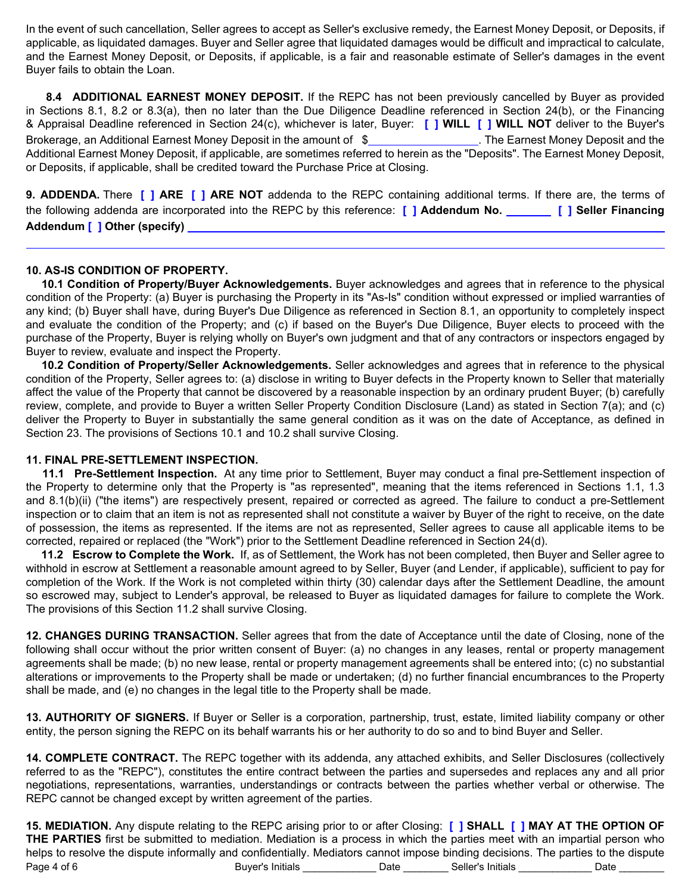In the event of such cancellation, Seller agrees to accept as Seller's exclusive remedy, the Earnest Money Deposit, or Deposits, if applicable, as liquidated damages. Buyer and Seller agree that liquidated damages would be difficult and impractical to calculate, and the Earnest Money Deposit, or Deposits, if applicable, is a fair and reasonable estimate of Seller's damages in the event Buyer fails to obtain the Loan.

**8.4 ADDITIONAL EARNEST MONEY DEPOSIT.** If the REPC has not been previously cancelled by Buyer as provided in Sections 8.1, 8.2 or 8.3(a), then no later than the Due Diligence Deadline referenced in Section 24(b), or the Financing & Appraisal Deadline referenced in Section 24(c), whichever is later, Buyer: **[ ] WILL [ ] WILL NOT** deliver to the Buyer's Brokerage, an Additional Earnest Money Deposit in the amount of $_________________. The Earnest Money Deposit and the Additional Earnest Money Deposit, if applicable, are sometimes referred to herein as the "Deposits". The Earnest Money Deposit, or Deposits, if applicable, shall be credited toward the Purchase Price at Closing.

**9. ADDENDA.** There **[ ] ARE [ ] ARE NOT** addenda to the REPC containing additional terms. If there are, the terms of the following addenda are incorporated into the REPC by this reference: **[ ] Addendum No. _______ [ ] Seller Financing Addendum [ ] Other (specify)** ____________________________________________

**10. AS-IS CONDITION OF PROPERTY.**

**10.1 Condition of Property/Buyer Acknowledgements.** Buyer acknowledges and agrees that in reference to the physical condition of the Property: (a) Buyer is purchasing the Property in its "As-Is" condition without expressed or implied warranties of any kind; (b) Buyer shall have, during Buyer's Due Diligence as referenced in Section 8.1, an opportunity to completely inspect and evaluate the condition of the Property; and (c) if based on the Buyer's Due Diligence, Buyer elects to proceed with the purchase of the Property, Buyer is relying wholly on Buyer's own judgment and that of any contractors or inspectors engaged by Buyer to review, evaluate and inspect the Property.

**10.2 Condition of Property/Seller Acknowledgements.** Seller acknowledges and agrees that in reference to the physical condition of the Property, Seller agrees to: (a) disclose in writing to Buyer defects in the Property known to Seller that materially affect the value of the Property that cannot be discovered by a reasonable inspection by an ordinary prudent Buyer; (b) carefully review, complete, and provide to Buyer a written Seller Property Condition Disclosure (Land) as stated in Section 7(a); and (c) deliver the Property to Buyer in substantially the same general condition as it was on the date of Acceptance, as defined in Section 23. The provisions of Sections 10.1 and 10.2 shall survive Closing.

**11. FINAL PRE-SETTLEMENT INSPECTION.**

**11.1 Pre-Settlement Inspection.** At any time prior to Settlement, Buyer may conduct a final pre-Settlement inspection of the Property to determine only that the Property is "as represented", meaning that the items referenced in Sections 1.1, 1.3 and 8.1(b)(ii) ("the items") are respectively present, repaired or corrected as agreed. The failure to conduct a pre-Settlement inspection or to claim that an item is not as represented shall not constitute a waiver by Buyer of the right to receive, on the date of possession, the items as represented. If the items are not as represented, Seller agrees to cause all applicable items to be corrected, repaired or replaced (the "Work") prior to the Settlement Deadline referenced in Section 24(d).

**11.2 Escrow to Complete the Work.** If, as of Settlement, the Work has not been completed, then Buyer and Seller agree to withhold in escrow at Settlement a reasonable amount agreed to by Seller, Buyer (and Lender, if applicable), sufficient to pay for completion of the Work. If the Work is not completed within thirty (30) calendar days after the Settlement Deadline, the amount so escrowed may, subject to Lender's approval, be released to Buyer as liquidated damages for failure to complete the Work. The provisions of this Section 11.2 shall survive Closing.

**12. CHANGES DURING TRANSACTION.** Seller agrees that from the date of Acceptance until the date of Closing, none of the following shall occur without the prior written consent of Buyer: (a) no changes in any leases, rental or property management agreements shall be made; (b) no new lease, rental or property management agreements shall be entered into; (c) no substantial alterations or improvements to the Property shall be made or undertaken; (d) no further financial encumbrances to the Property shall be made, and (e) no changes in the legal title to the Property shall be made.

**13. AUTHORITY OF SIGNERS.** If Buyer or Seller is a corporation, partnership, trust, estate, limited liability company or other entity, the person signing the REPC on its behalf warrants his or her authority to do so and to bind Buyer and Seller.

**14. COMPLETE CONTRACT.** The REPC together with its addenda, any attached exhibits, and Seller Disclosures (collectively referred to as the "REPC"), constitutes the entire contract between the parties and supersedes and replaces any and all prior negotiations, representations, warranties, understandings or contracts between the parties whether verbal or otherwise. The REPC cannot be changed except by written agreement of the parties.

**15. MEDIATION.** Any dispute relating to the REPC arising prior to or after Closing: **[ ] SHALL [ ] MAY AT THE OPTION OF THE PARTIES** first be submitted to mediation. Mediation is a process in which the parties meet with an impartial person who helps to resolve the dispute informally and confidentially. Mediators cannot impose binding decisions. The parties to the dispute

Buyer's Initials _____________ Date ________ Seller's Initials _____________ Date ________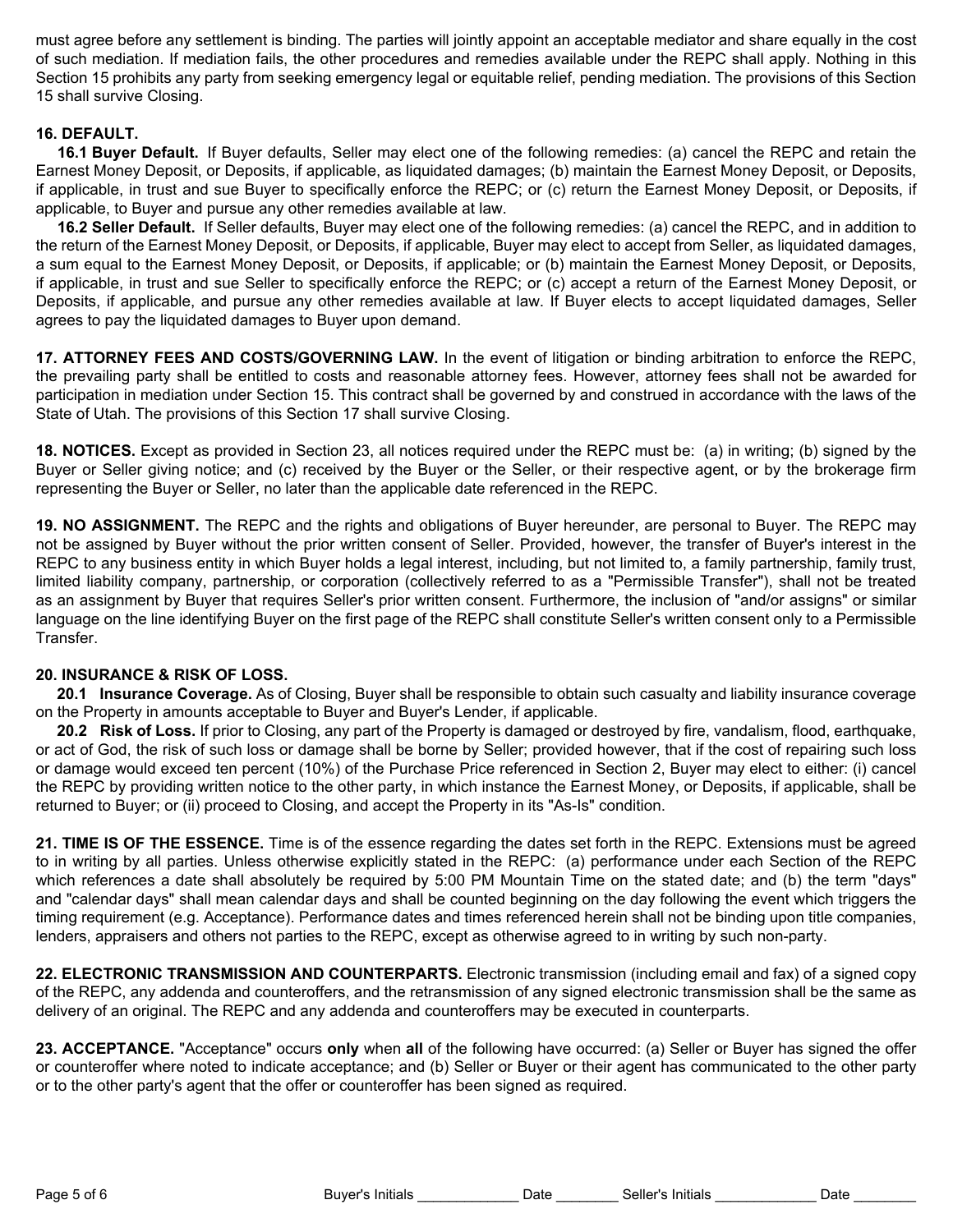must agree before any settlement is binding. The parties will jointly appoint an acceptable mediator and share equally in the cost of such mediation. If mediation fails, the other procedures and remedies available under the REPC shall apply. Nothing in this Section 15 prohibits any party from seeking emergency legal or equitable relief, pending mediation. The provisions of this Section 15 shall survive Closing.

**16. DEFAULT.**

**16.1 Buyer Default.** If Buyer defaults, Seller may elect one of the following remedies: (a) cancel the REPC and retain the Earnest Money Deposit, or Deposits, if applicable, as liquidated damages; (b) maintain the Earnest Money Deposit, or Deposits, if applicable, in trust and sue Buyer to specifically enforce the REPC; or (c) return the Earnest Money Deposit, or Deposits, if applicable, to Buyer and pursue any other remedies available at law.

**16.2 Seller Default.** If Seller defaults, Buyer may elect one of the following remedies: (a) cancel the REPC, and in addition to the return of the Earnest Money Deposit, or Deposits, if applicable, Buyer may elect to accept from Seller, as liquidated damages, a sum equal to the Earnest Money Deposit, or Deposits, if applicable; or (b) maintain the Earnest Money Deposit, or Deposits, if applicable, in trust and sue Seller to specifically enforce the REPC; or (c) accept a return of the Earnest Money Deposit, or Deposits, if applicable, and pursue any other remedies available at law. If Buyer elects to accept liquidated damages, Seller agrees to pay the liquidated damages to Buyer upon demand.

**17. ATTORNEY FEES AND COSTS/GOVERNING LAW.** In the event of litigation or binding arbitration to enforce the REPC, the prevailing party shall be entitled to costs and reasonable attorney fees. However, attorney fees shall not be awarded for participation in mediation under Section 15. This contract shall be governed by and construed in accordance with the laws of the State of Utah. The provisions of this Section 17 shall survive Closing.

**18. NOTICES.** Except as provided in Section 23, all notices required under the REPC must be: (a) in writing; (b) signed by the Buyer or Seller giving notice; and (c) received by the Buyer or the Seller, or their respective agent, or by the brokerage firm representing the Buyer or Seller, no later than the applicable date referenced in the REPC.

**19. NO ASSIGNMENT.** The REPC and the rights and obligations of Buyer hereunder, are personal to Buyer. The REPC may not be assigned by Buyer without the prior written consent of Seller. Provided, however, the transfer of Buyer's interest in the REPC to any business entity in which Buyer holds a legal interest, including, but not limited to, a family partnership, family trust, limited liability company, partnership, or corporation (collectively referred to as a "Permissible Transfer"), shall not be treated as an assignment by Buyer that requires Seller's prior written consent. Furthermore, the inclusion of "and/or assigns" or similar language on the line identifying Buyer on the first page of the REPC shall constitute Seller's written consent only to a Permissible Transfer.

**20. INSURANCE & RISK OF LOSS.**

**20.1 Insurance Coverage.** As of Closing, Buyer shall be responsible to obtain such casualty and liability insurance coverage on the Property in amounts acceptable to Buyer and Buyer's Lender, if applicable.

**20.2 Risk of Loss.** If prior to Closing, any part of the Property is damaged or destroyed by fire, vandalism, flood, earthquake, or act of God, the risk of such loss or damage shall be borne by Seller; provided however, that if the cost of repairing such loss or damage would exceed ten percent (10%) of the Purchase Price referenced in Section 2, Buyer may elect to either: (i) cancel the REPC by providing written notice to the other party, in which instance the Earnest Money, or Deposits, if applicable, shall be returned to Buyer; or (ii) proceed to Closing, and accept the Property in its "As-Is" condition.

**21. TIME IS OF THE ESSENCE.** Time is of the essence regarding the dates set forth in the REPC. Extensions must be agreed to in writing by all parties. Unless otherwise explicitly stated in the REPC: (a) performance under each Section of the REPC which references a date shall absolutely be required by 5:00 PM Mountain Time on the stated date; and (b) the term "days" and "calendar days" shall mean calendar days and shall be counted beginning on the day following the event which triggers the timing requirement (e.g. Acceptance). Performance dates and times referenced herein shall not be binding upon title companies, lenders, appraisers and others not parties to the REPC, except as otherwise agreed to in writing by such non-party.

**22. ELECTRONIC TRANSMISSION AND COUNTERPARTS.** Electronic transmission (including email and fax) of a signed copy of the REPC, any addenda and counteroffers, and the retransmission of any signed electronic transmission shall be the same as delivery of an original. The REPC and any addenda and counteroffers may be executed in counterparts.

**23. ACCEPTANCE.** "Acceptance" occurs **only** when **all** of the following have occurred: (a) Seller or Buyer has signed the offer or counteroffer where noted to indicate acceptance; and (b) Seller or Buyer or their agent has communicated to the other party or to the other party's agent that the offer or counteroffer has been signed as required.

Buyer's Initials _____________ Date ________ Seller's Initials _____________ Date ________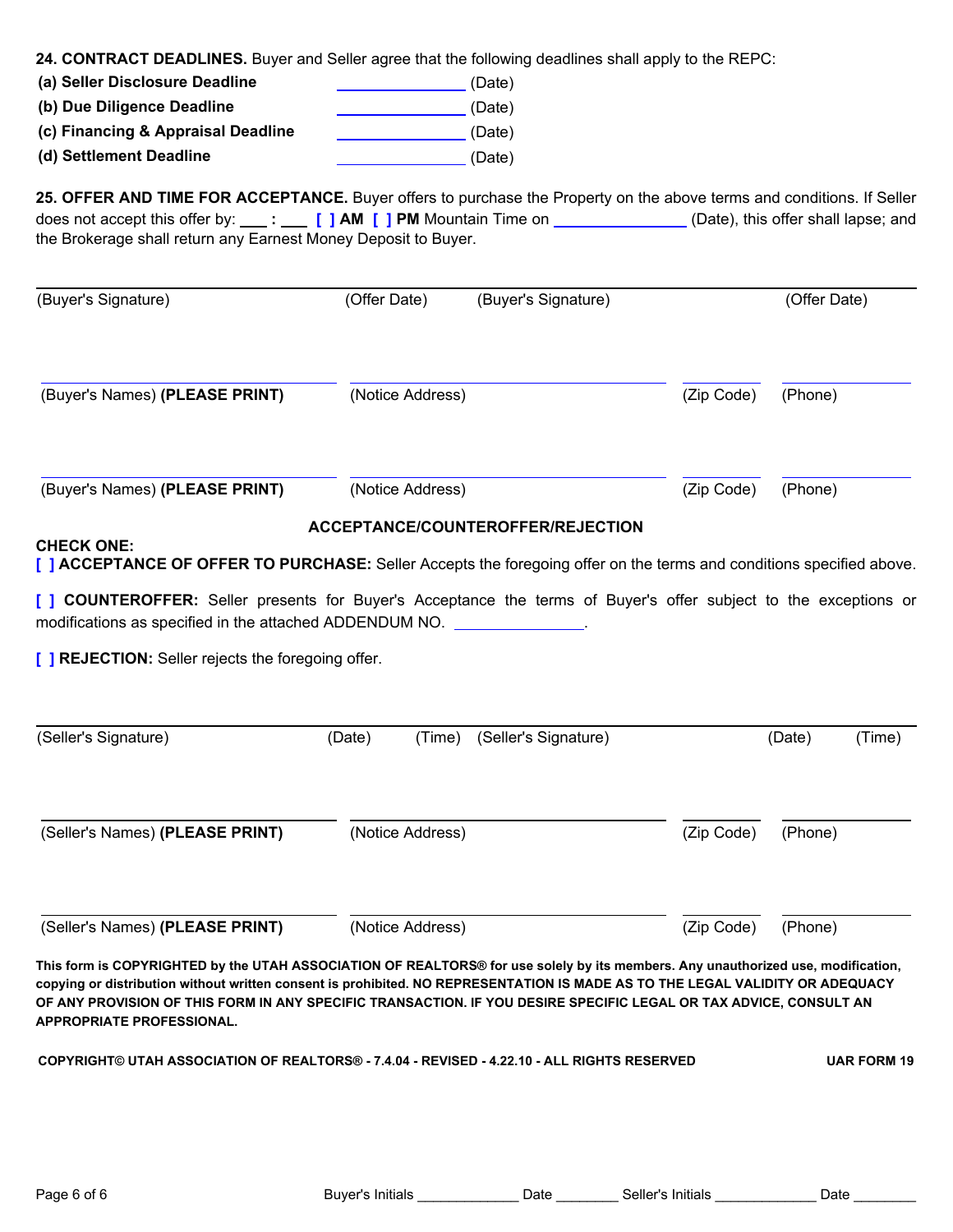**24. CONTRACT DEADLINES.** Buyer and Seller agree that the following deadlines shall apply to the REPC:

**(a) Seller Disclosure Deadline** _______________ (Date)

**(b) Due Diligence Deadline** _______________ (Date)

**(c) Financing & Appraisal Deadline** _______________ (Date)

**(d) Settlement Deadline** _______________ (Date)

**25. OFFER AND TIME FOR ACCEPTANCE.** Buyer offers to purchase the Property on the above terms and conditions. If Seller does not accept this offer by: ___ **:** ___ **[ ] AM [ ] PM** Mountain Time on _______________ (Date), this offer shall lapse; and the Brokerage shall return any Earnest Money Deposit to Buyer.

| | | | |
|---|---|---|---|
| (Buyer's Signature) | (Offer Date) | (Buyer's Signature) | (Offer Date) |

| | | | |
|---|---|---|---|
| (Buyer's Names) **(PLEASE PRINT)** | (Notice Address) | (Zip Code) | (Phone) |
| (Buyer's Names) **(PLEASE PRINT)** | (Notice Address) | (Zip Code) | (Phone) |

**ACCEPTANCE/COUNTEROFFER/REJECTION**

**CHECK ONE:**

**[ ] ACCEPTANCE OF OFFER TO PURCHASE:** Seller Accepts the foregoing offer on the terms and conditions specified above.

**[ ] COUNTEROFFER:** Seller presents for Buyer's Acceptance the terms of Buyer's offer subject to the exceptions or modifications as specified in the attached ADDENDUM NO. _______________.

**[ ] REJECTION:** Seller rejects the foregoing offer.

| | | | | | |
|---|---|---|---|---|---|
| (Seller's Signature) | (Date) | (Time) | (Seller's Signature) | (Date) | (Time) |

| | | | |
|---|---|---|---|
| (Seller's Names) **(PLEASE PRINT)** | (Notice Address) | (Zip Code) | (Phone) |
| (Seller's Names) **(PLEASE PRINT)** | (Notice Address) | (Zip Code) | (Phone) |

**This form is COPYRIGHTED by the UTAH ASSOCIATION OF REALTORS® for use solely by its members. Any unauthorized use, modification, copying or distribution without written consent is prohibited. NO REPRESENTATION IS MADE AS TO THE LEGAL VALIDITY OR ADEQUACY OF ANY PROVISION OF THIS FORM IN ANY SPECIFIC TRANSACTION. IF YOU DESIRE SPECIFIC LEGAL OR TAX ADVICE, CONSULT AN APPROPRIATE PROFESSIONAL.**

**COPYRIGHT© UTAH ASSOCIATION OF REALTORS® - 7.4.04 - REVISED - 4.22.10 - ALL RIGHTS RESERVED** **UAR FORM 19**

Buyer's Initials _____________ Date ________ Seller's Initials _____________ Date ________